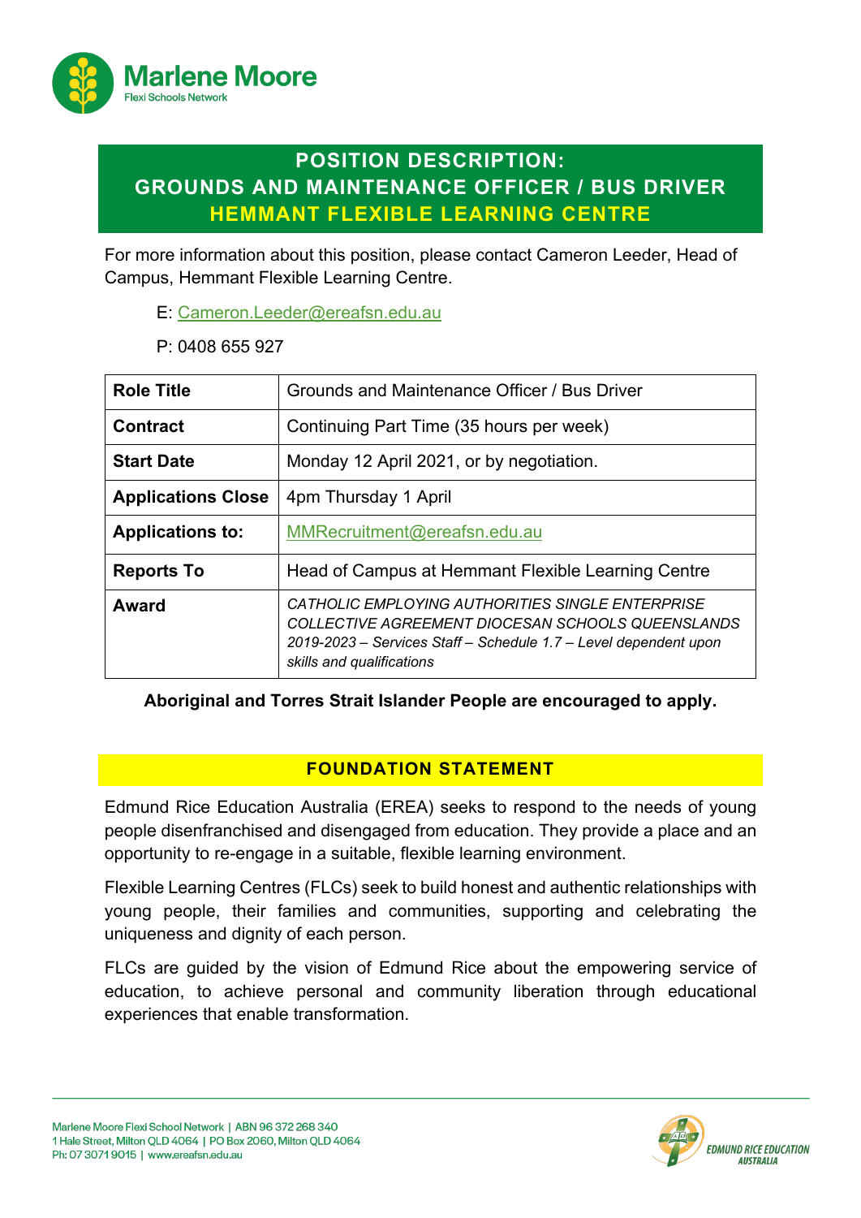# POSITION DESCRIPTION: GROUNDS AND MAINTENANCE OFFICER / BUS DRIVER

## HEMMANT FLEXIBLE LEARNING CENTRE

For more information about this position, please contact Cameron Leeder, Head of Campus, Hemmant Flexible Learning Centre.

E: Cameron.Leeder@ereafsn.edu.au

P: 0408 655 927

| | |
|---|---|
| **Role Title** | Grounds and Maintenance Officer / Bus Driver |
| **Contract** | Continuing Part Time (35 hours per week) |
| **Start Date** | Monday 12 April 2021, or by negotiation. |
| **Applications Close** | 4pm Thursday 1 April |
| **Applications to:** | MMRecruitment@ereafsn.edu.au |
| **Reports To** | Head of Campus at Hemmant Flexible Learning Centre |
| **Award** | *CATHOLIC EMPLOYING AUTHORITIES SINGLE ENTERPRISE COLLECTIVE AGREEMENT DIOCESAN SCHOOLS QUEENSLANDS 2019-2023 – Services Staff – Schedule 1.7 – Level dependent upon skills and qualifications* |

**Aboriginal and Torres Strait Islander People are encouraged to apply.**

## FOUNDATION STATEMENT

Edmund Rice Education Australia (EREA) seeks to respond to the needs of young people disenfranchised and disengaged from education. They provide a place and an opportunity to re-engage in a suitable, flexible learning environment.

Flexible Learning Centres (FLCs) seek to build honest and authentic relationships with young people, their families and communities, supporting and celebrating the uniqueness and dignity of each person.

FLCs are guided by the vision of Edmund Rice about the empowering service of education, to achieve personal and community liberation through educational experiences that enable transformation.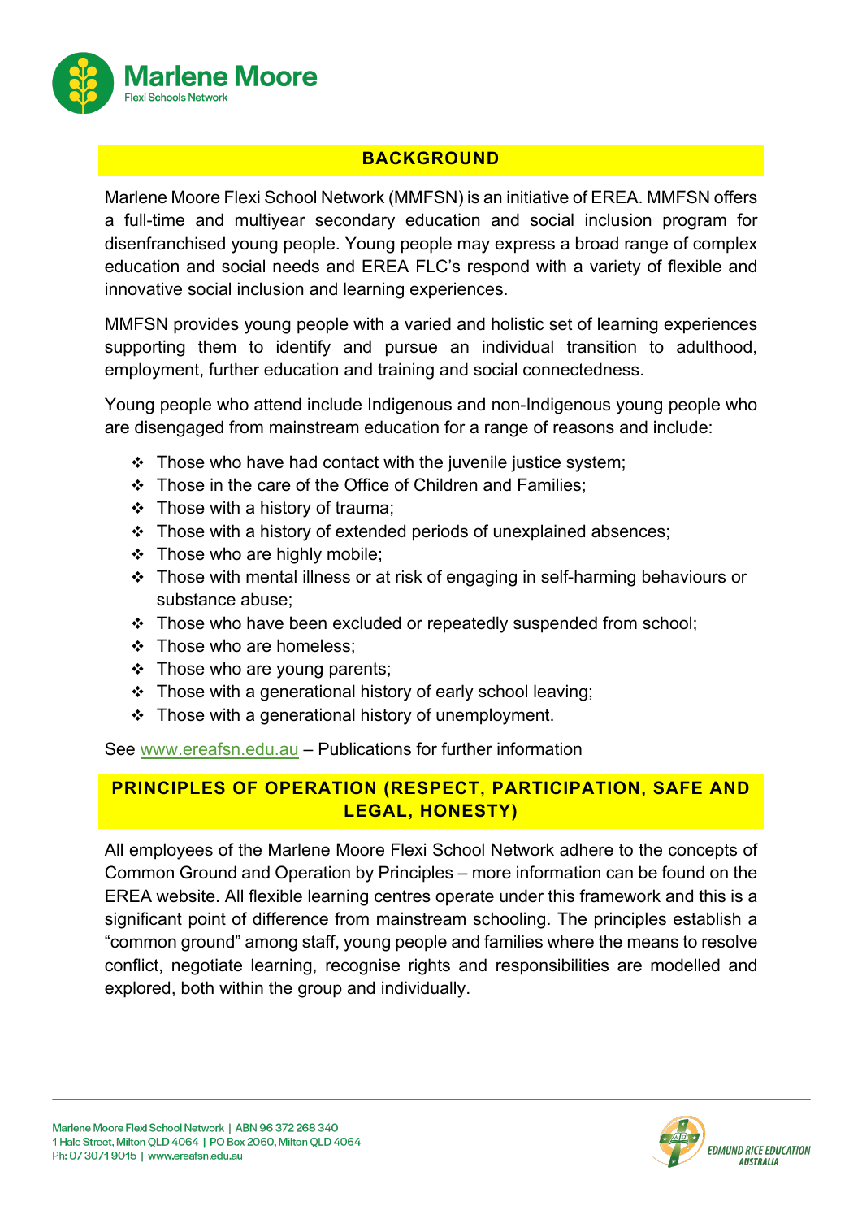## BACKGROUND

Marlene Moore Flexi School Network (MMFSN) is an initiative of EREA. MMFSN offers a full-time and multiyear secondary education and social inclusion program for disenfranchised young people. Young people may express a broad range of complex education and social needs and EREA FLC's respond with a variety of flexible and innovative social inclusion and learning experiences.

MMFSN provides young people with a varied and holistic set of learning experiences supporting them to identify and pursue an individual transition to adulthood, employment, further education and training and social connectedness.

Young people who attend include Indigenous and non-Indigenous young people who are disengaged from mainstream education for a range of reasons and include:

- Those who have had contact with the juvenile justice system;
- Those in the care of the Office of Children and Families;
- Those with a history of trauma;
- Those with a history of extended periods of unexplained absences;
- Those who are highly mobile;
- Those with mental illness or at risk of engaging in self-harming behaviours or substance abuse;
- Those who have been excluded or repeatedly suspended from school;
- Those who are homeless;
- Those who are young parents;
- Those with a generational history of early school leaving;
- Those with a generational history of unemployment.

See www.ereafsn.edu.au – Publications for further information

## PRINCIPLES OF OPERATION (RESPECT, PARTICIPATION, SAFE AND LEGAL, HONESTY)

All employees of the Marlene Moore Flexi School Network adhere to the concepts of Common Ground and Operation by Principles – more information can be found on the EREA website. All flexible learning centres operate under this framework and this is a significant point of difference from mainstream schooling. The principles establish a "common ground" among staff, young people and families where the means to resolve conflict, negotiate learning, recognise rights and responsibilities are modelled and explored, both within the group and individually.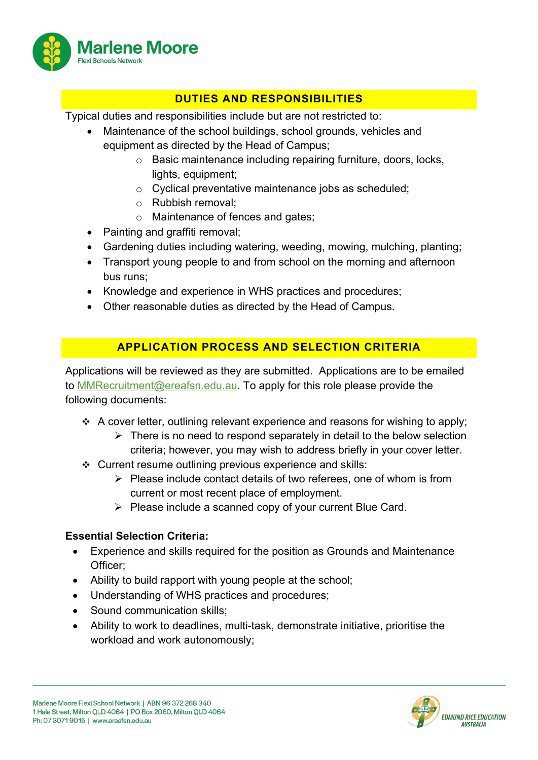## DUTIES AND RESPONSIBILITIES

Typical duties and responsibilities include but are not restricted to:

- Maintenance of the school buildings, school grounds, vehicles and equipment as directed by the Head of Campus;
  - Basic maintenance including repairing furniture, doors, locks, lights, equipment;
  - Cyclical preventative maintenance jobs as scheduled;
  - Rubbish removal;
  - Maintenance of fences and gates;
- Painting and graffiti removal;
- Gardening duties including watering, weeding, mowing, mulching, planting;
- Transport young people to and from school on the morning and afternoon bus runs;
- Knowledge and experience in WHS practices and procedures;
- Other reasonable duties as directed by the Head of Campus.

## APPLICATION PROCESS AND SELECTION CRITERIA

Applications will be reviewed as they are submitted. Applications are to be emailed to MMRecruitment@ereafsn.edu.au. To apply for this role please provide the following documents:

- A cover letter, outlining relevant experience and reasons for wishing to apply;
  - There is no need to respond separately in detail to the below selection criteria; however, you may wish to address briefly in your cover letter.
- Current resume outlining previous experience and skills:
  - Please include contact details of two referees, one of whom is from current or most recent place of employment.
  - Please include a scanned copy of your current Blue Card.

**Essential Selection Criteria:**

- Experience and skills required for the position as Grounds and Maintenance Officer;
- Ability to build rapport with young people at the school;
- Understanding of WHS practices and procedures;
- Sound communication skills;
- Ability to work to deadlines, multi-task, demonstrate initiative, prioritise the workload and work autonomously;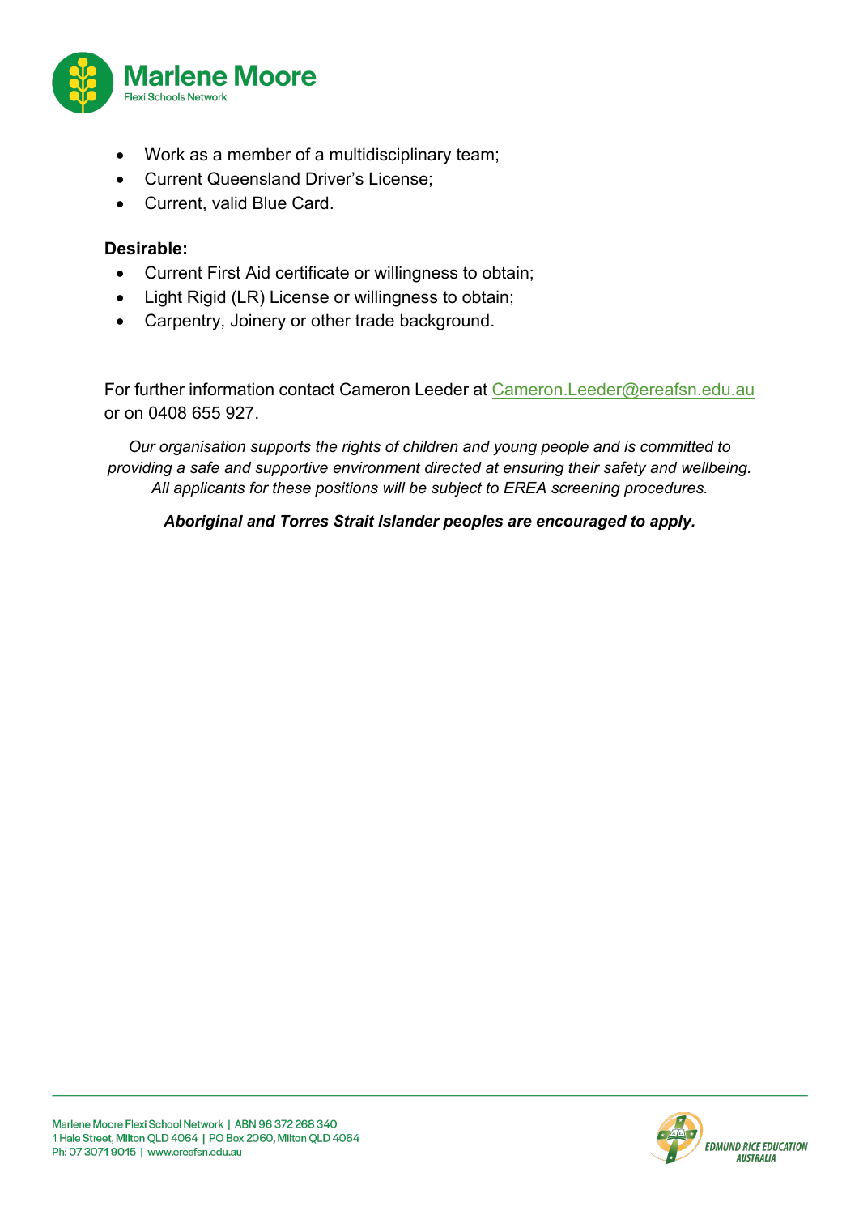- Work as a member of a multidisciplinary team;
- Current Queensland Driver's License;
- Current, valid Blue Card.

**Desirable:**

- Current First Aid certificate or willingness to obtain;
- Light Rigid (LR) License or willingness to obtain;
- Carpentry, Joinery or other trade background.

For further information contact Cameron Leeder at Cameron.Leeder@ereafsn.edu.au or on 0408 655 927.

*Our organisation supports the rights of children and young people and is committed to providing a safe and supportive environment directed at ensuring their safety and wellbeing. All applicants for these positions will be subject to EREA screening procedures.*

***Aboriginal and Torres Strait Islander peoples are encouraged to apply.***